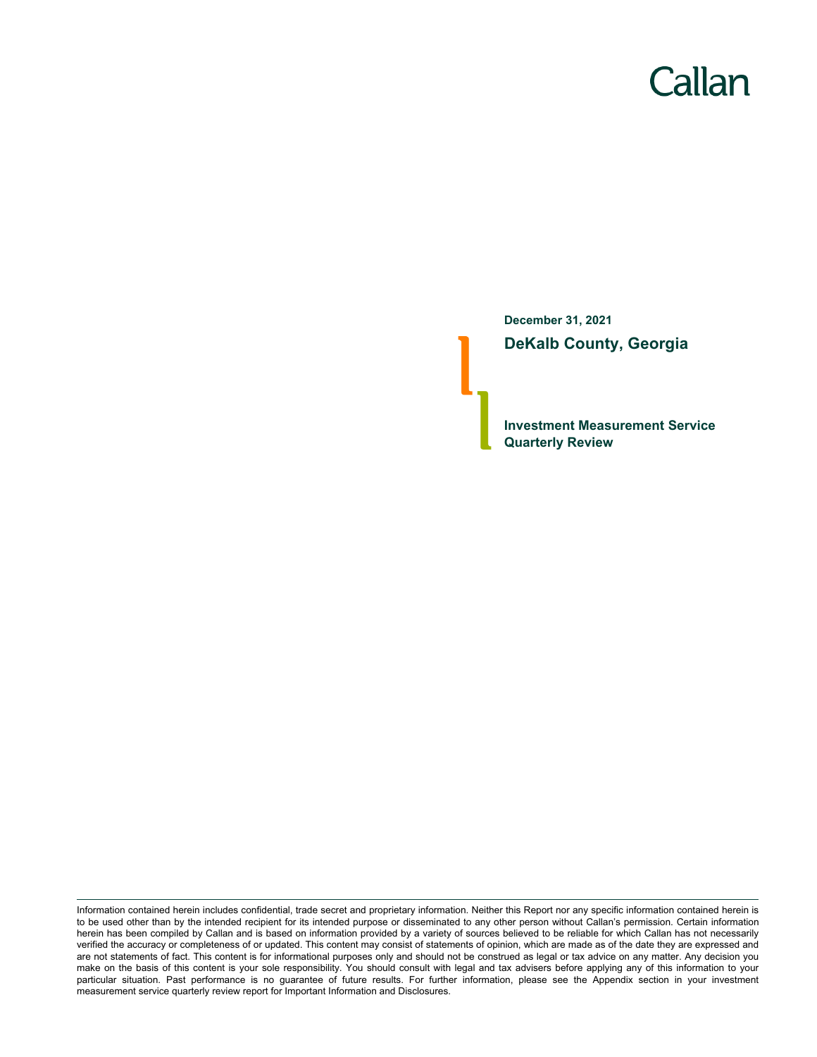Callan

**December 31, 2021**

# DeKalb County, Georgia

## Investment Measurement Service
## Quarterly Review

Information contained herein includes confidential, trade secret and proprietary information. Neither this Report nor any specific information contained herein is to be used other than by the intended recipient for its intended purpose or disseminated to any other person without Callan's permission. Certain information herein has been compiled by Callan and is based on information provided by a variety of sources believed to be reliable for which Callan has not necessarily verified the accuracy or completeness of or updated. This content may consist of statements of opinion, which are made as of the date they are expressed and are not statements of fact. This content is for informational purposes only and should not be construed as legal or tax advice on any matter. Any decision you make on the basis of this content is your sole responsibility. You should consult with legal and tax advisers before applying any of this information to your particular situation. Past performance is no guarantee of future results. For further information, please see the Appendix section in your investment measurement service quarterly review report for Important Information and Disclosures.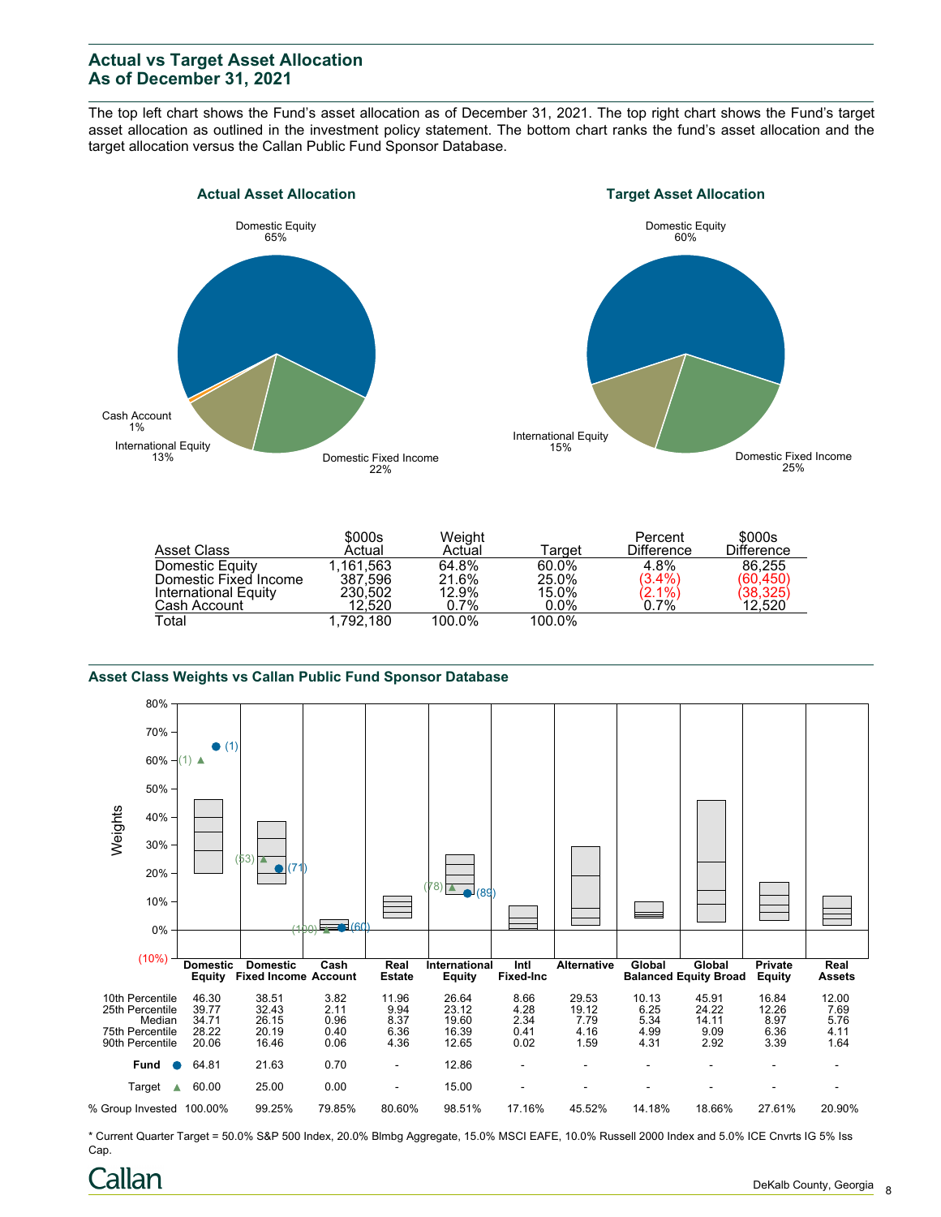## Actual vs Target Asset Allocation
## As of December 31, 2021

The top left chart shows the Fund's asset allocation as of December 31, 2021. The top right chart shows the Fund's target asset allocation as outlined in the investment policy statement. The bottom chart ranks the fund's asset allocation and the target allocation versus the Callan Public Fund Sponsor Database.

### Actual Asset Allocation

Domestic Equity 65%
Domestic Fixed Income 22%
International Equity 13%
Cash Account 1%

### Target Asset Allocation

Domestic Equity 60%
Domestic Fixed Income 25%
International Equity 15%

| Asset Class | $000s Actual | Weight Actual | Target | Percent Difference | $000s Difference |
|---|---|---|---|---|---|
| Domestic Equity | 1,161,563 | 64.8% | 60.0% | 4.8% | 86,255 |
| Domestic Fixed Income | 387,596 | 21.6% | 25.0% | (3.4%) | (60,450) |
| International Equity | 230,502 | 12.9% | 15.0% | (2.1%) | (38,325) |
| Cash Account | 12,520 | 0.7% | 0.0% | 0.7% | 12,520 |
| Total | 1,792,180 | 100.0% | 100.0% | | |

### Asset Class Weights vs Callan Public Fund Sponsor Database

| | Domestic Equity | Domestic Fixed Income | Cash Account | Real Estate | International Equity | Intl Fixed-Inc | Alternative | Global Balanced | Global Equity Broad | Private Equity | Real Assets |
|---|---|---|---|---|---|---|---|---|---|---|---|
| 10th Percentile | 46.30 | 38.51 | 3.82 | 11.96 | 26.64 | 8.66 | 29.53 | 10.13 | 45.91 | 16.84 | 12.00 |
| 25th Percentile | 39.77 | 32.43 | 2.11 | 9.94 | 23.12 | 4.28 | 19.12 | 6.25 | 24.22 | 12.26 | 7.69 |
| Median | 34.71 | 26.15 | 0.96 | 8.37 | 19.60 | 2.34 | 7.79 | 5.34 | 14.11 | 8.97 | 5.76 |
| 75th Percentile | 28.22 | 20.19 | 0.40 | 6.36 | 16.39 | 0.41 | 4.16 | 4.99 | 9.09 | 6.36 | 4.11 |
| 90th Percentile | 20.06 | 16.46 | 0.06 | 4.36 | 12.65 | 0.02 | 1.59 | 4.31 | 2.92 | 3.39 | 1.64 |
| Fund ● | 64.81 (1) | 21.63 (71) | 0.70 (60) | - | 12.86 (89) | - | - | - | - | - | - |
| Target ▲ | 60.00 (1) | 25.00 (53) | 0.00 (100) | - | 15.00 (78) | - | - | - | - | - | - |
| % Group Invested | 100.00% | 99.25% | 79.85% | 80.60% | 98.51% | 17.16% | 45.52% | 14.18% | 18.66% | 27.61% | 20.90% |

* Current Quarter Target = 50.0% S&P 500 Index, 20.0% Blmbg Aggregate, 15.0% MSCI EAFE, 10.0% Russell 2000 Index and 5.0% ICE Cnvrts IG 5% Iss Cap.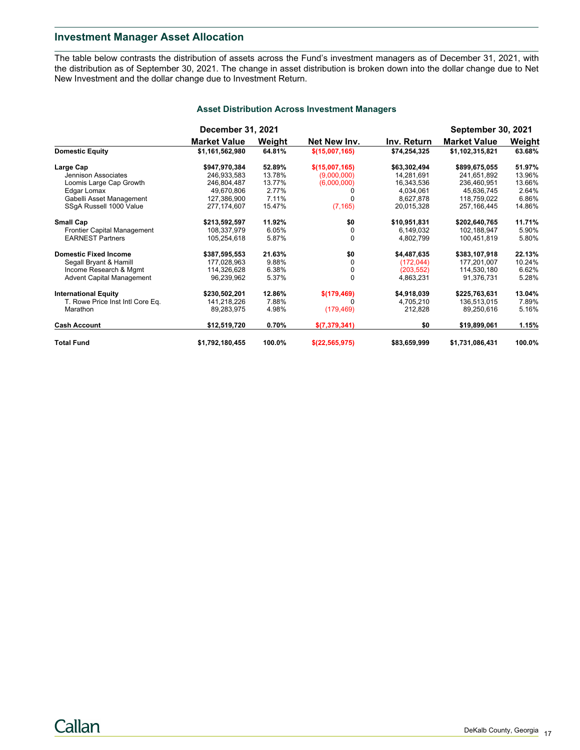## Investment Manager Asset Allocation

The table below contrasts the distribution of assets across the Fund's investment managers as of December 31, 2021, with the distribution as of September 30, 2021. The change in asset distribution is broken down into the dollar change due to Net New Investment and the dollar change due to Investment Return.

### Asset Distribution Across Investment Managers

| | December 31, 2021 | | | | September 30, 2021 | |
|---|---|---|---|---|---|---|
| | **Market Value** | **Weight** | **Net New Inv.** | **Inv. Return** | **Market Value** | **Weight** |
| **Domestic Equity** | **$1,161,562,980** | **64.81%** | **$(15,007,165)** | **$74,254,325** | **$1,102,315,821** | **63.68%** |
| **Large Cap** | **$947,970,384** | **52.89%** | **$(15,007,165)** | **$63,302,494** | **$899,675,055** | **51.97%** |
| Jennison Associates | 246,933,583 | 13.78% | (9,000,000) | 14,281,691 | 241,651,892 | 13.96% |
| Loomis Large Cap Growth | 246,804,487 | 13.77% | (6,000,000) | 16,343,536 | 236,460,951 | 13.66% |
| Edgar Lomax | 49,670,806 | 2.77% | 0 | 4,034,061 | 45,636,745 | 2.64% |
| Gabelli Asset Management | 127,386,900 | 7.11% | 0 | 8,627,878 | 118,759,022 | 6.86% |
| SSgA Russell 1000 Value | 277,174,607 | 15.47% | (7,165) | 20,015,328 | 257,166,445 | 14.86% |
| **Small Cap** | **$213,592,597** | **11.92%** | **$0** | **$10,951,831** | **$202,640,765** | **11.71%** |
| Frontier Capital Management | 108,337,979 | 6.05% | 0 | 6,149,032 | 102,188,947 | 5.90% |
| EARNEST Partners | 105,254,618 | 5.87% | 0 | 4,802,799 | 100,451,819 | 5.80% |
| **Domestic Fixed Income** | **$387,595,553** | **21.63%** | **$0** | **$4,487,635** | **$383,107,918** | **22.13%** |
| Segall Bryant & Hamill | 177,028,963 | 9.88% | 0 | (172,044) | 177,201,007 | 10.24% |
| Income Research & Mgmt | 114,326,628 | 6.38% | 0 | (203,552) | 114,530,180 | 6.62% |
| Advent Capital Management | 96,239,962 | 5.37% | 0 | 4,863,231 | 91,376,731 | 5.28% |
| **International Equity** | **$230,502,201** | **12.86%** | **$(179,469)** | **$4,918,039** | **$225,763,631** | **13.04%** |
| T. Rowe Price Inst Intl Core Eq. | 141,218,226 | 7.88% | 0 | 4,705,210 | 136,513,015 | 7.89% |
| Marathon | 89,283,975 | 4.98% | (179,469) | 212,828 | 89,250,616 | 5.16% |
| **Cash Account** | **$12,519,720** | **0.70%** | **$(7,379,341)** | **$0** | **$19,899,061** | **1.15%** |
| **Total Fund** | **$1,792,180,455** | **100.0%** | **$(22,565,975)** | **$83,659,999** | **$1,731,086,431** | **100.0%** |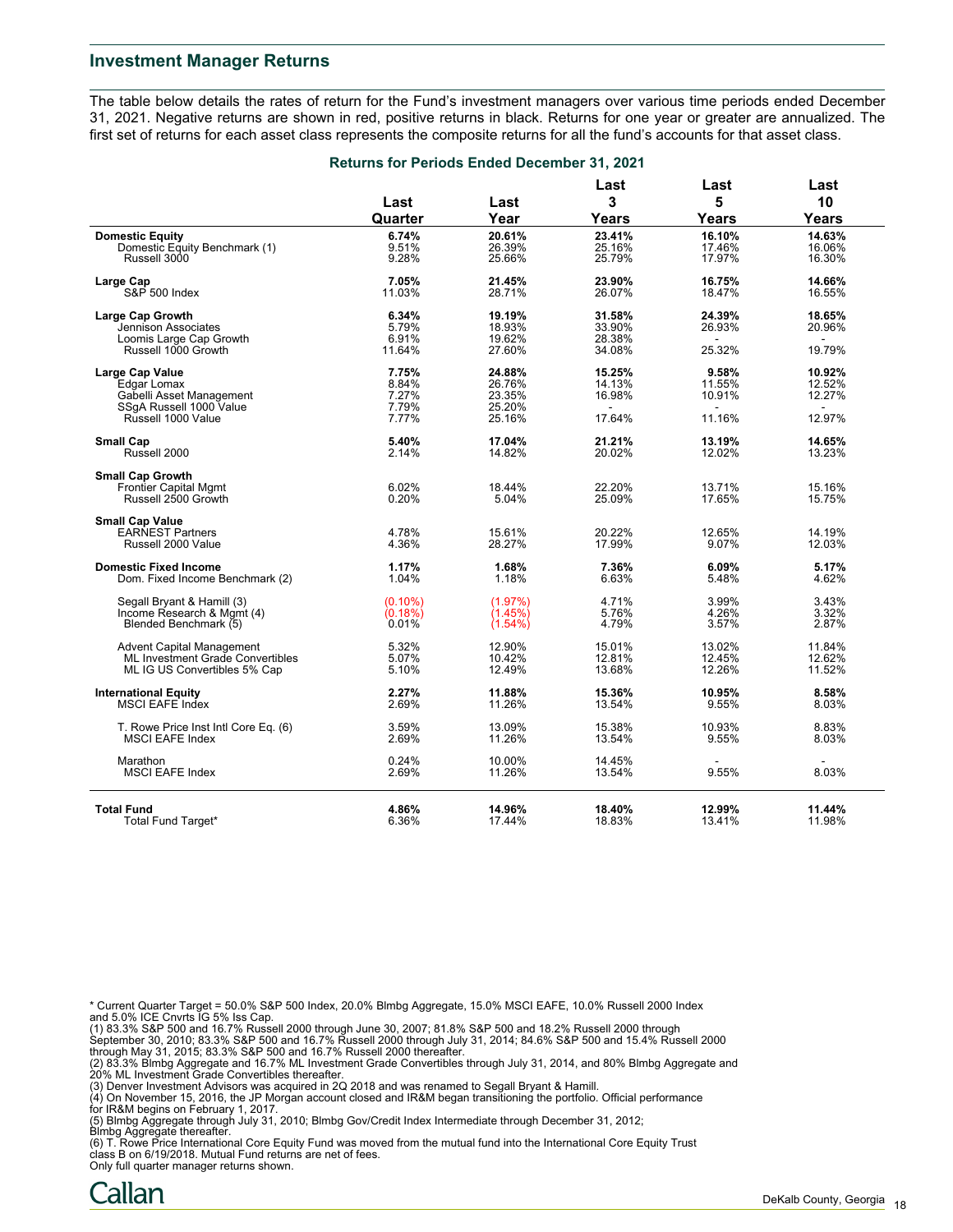## Investment Manager Returns

The table below details the rates of return for the Fund's investment managers over various time periods ended December 31, 2021. Negative returns are shown in red, positive returns in black. Returns for one year or greater are annualized. The first set of returns for each asset class represents the composite returns for all the fund's accounts for that asset class.

### Returns for Periods Ended December 31, 2021

| | Last Quarter | Last Year | Last 3 Years | Last 5 Years | Last 10 Years |
|---|---|---|---|---|---|
| **Domestic Equity** | **6.74%** | **20.61%** | **23.41%** | **16.10%** | **14.63%** |
| Domestic Equity Benchmark (1) | 9.51% | 26.39% | 25.16% | 17.46% | 16.06% |
| Russell 3000 | 9.28% | 25.66% | 25.79% | 17.97% | 16.30% |
| **Large Cap** | **7.05%** | **21.45%** | **23.90%** | **16.75%** | **14.66%** |
| S&P 500 Index | 11.03% | 28.71% | 26.07% | 18.47% | 16.55% |
| **Large Cap Growth** | **6.34%** | **19.19%** | **31.58%** | **24.39%** | **18.65%** |
| Jennison Associates | 5.79% | 18.93% | 33.90% | 26.93% | 20.96% |
| Loomis Large Cap Growth | 6.91% | 19.62% | 28.38% | - | - |
| Russell 1000 Growth | 11.64% | 27.60% | 34.08% | 25.32% | 19.79% |
| **Large Cap Value** | **7.75%** | **24.88%** | **15.25%** | **9.58%** | **10.92%** |
| Edgar Lomax | 8.84% | 26.76% | 14.13% | 11.55% | 12.52% |
| Gabelli Asset Management | 7.27% | 23.35% | 16.98% | 10.91% | 12.27% |
| SSgA Russell 1000 Value | 7.79% | 25.20% | - | - | - |
| Russell 1000 Value | 7.77% | 25.16% | 17.64% | 11.16% | 12.97% |
| **Small Cap** | **5.40%** | **17.04%** | **21.21%** | **13.19%** | **14.65%** |
| Russell 2000 | 2.14% | 14.82% | 20.02% | 12.02% | 13.23% |
| **Small Cap Growth** | | | | | |
| Frontier Capital Mgmt | 6.02% | 18.44% | 22.20% | 13.71% | 15.16% |
| Russell 2500 Growth | 0.20% | 5.04% | 25.09% | 17.65% | 15.75% |
| **Small Cap Value** | | | | | |
| EARNEST Partners | 4.78% | 15.61% | 20.22% | 12.65% | 14.19% |
| Russell 2000 Value | 4.36% | 28.27% | 17.99% | 9.07% | 12.03% |
| **Domestic Fixed Income** | **1.17%** | **1.68%** | **7.36%** | **6.09%** | **5.17%** |
| Dom. Fixed Income Benchmark (2) | 1.04% | 1.18% | 6.63% | 5.48% | 4.62% |
| Segall Bryant & Hamill (3) | (0.10%) | (1.97%) | 4.71% | 3.99% | 3.43% |
| Income Research & Mgmt (4) | (0.18%) | (1.45%) | 5.76% | 4.26% | 3.32% |
| Blended Benchmark (5) | 0.01% | (1.54%) | 4.79% | 3.57% | 2.87% |
| Advent Capital Management | 5.32% | 12.90% | 15.01% | 13.02% | 11.84% |
| ML Investment Grade Convertibles | 5.07% | 10.42% | 12.81% | 12.45% | 12.62% |
| ML IG US Convertibles 5% Cap | 5.10% | 12.49% | 13.68% | 12.26% | 11.52% |
| **International Equity** | **2.27%** | **11.88%** | **15.36%** | **10.95%** | **8.58%** |
| MSCI EAFE Index | 2.69% | 11.26% | 13.54% | 9.55% | 8.03% |
| T. Rowe Price Inst Intl Core Eq. (6) | 3.59% | 13.09% | 15.38% | 10.93% | 8.83% |
| MSCI EAFE Index | 2.69% | 11.26% | 13.54% | 9.55% | 8.03% |
| Marathon | 0.24% | 10.00% | 14.45% | - | - |
| MSCI EAFE Index | 2.69% | 11.26% | 13.54% | 9.55% | 8.03% |
| **Total Fund** | **4.86%** | **14.96%** | **18.40%** | **12.99%** | **11.44%** |
| Total Fund Target* | 6.36% | 17.44% | 18.83% | 13.41% | 11.98% |

\* Current Quarter Target = 50.0% S&P 500 Index, 20.0% Blmbg Aggregate, 15.0% MSCI EAFE, 10.0% Russell 2000 Index and 5.0% ICE Cnvrts IG 5% Iss Cap.

(1) 83.3% S&P 500 and 16.7% Russell 2000 through June 30, 2007; 81.8% S&P 500 and 18.2% Russell 2000 through September 30, 2010; 83.3% S&P 500 and 16.7% Russell 2000 through July 31, 2014; 84.6% S&P 500 and 15.4% Russell 2000 through May 31, 2015; 83.3% S&P 500 and 16.7% Russell 2000 thereafter.

(2) 83.3% Blmbg Aggregate and 16.7% ML Investment Grade Convertibles through July 31, 2014, and 80% Blmbg Aggregate and 20% ML Investment Grade Convertibles thereafter.

(3) Denver Investment Advisors was acquired in 2Q 2018 and was renamed to Segall Bryant & Hamill.

(4) On November 15, 2016, the JP Morgan account closed and IR&M began transitioning the portfolio. Official performance for IR&M begins on February 1, 2017.

(5) Blmbg Aggregate through July 31, 2010; Blmbg Gov/Credit Index Intermediate through December 31, 2012; Blmbg Aggregate thereafter.

(6) T. Rowe Price International Core Equity Fund was moved from the mutual fund into the International Core Equity Trust class B on 6/19/2018. Mutual Fund returns are net of fees.

Only full quarter manager returns shown.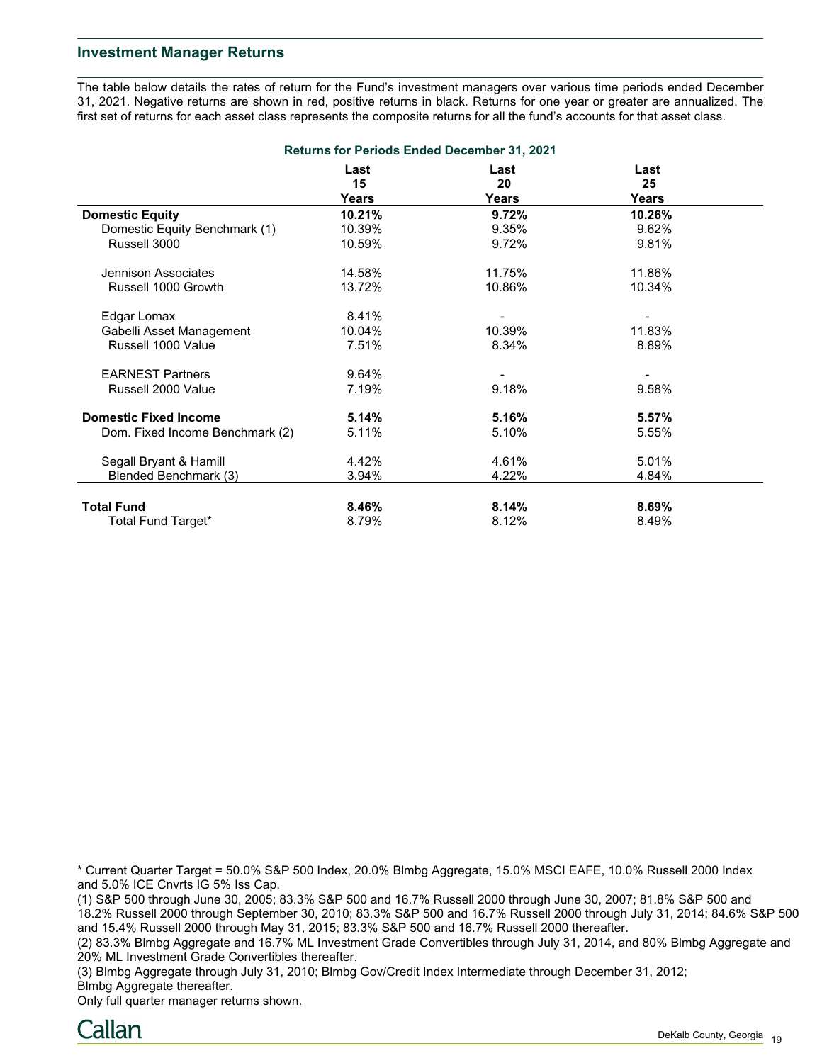## Investment Manager Returns

The table below details the rates of return for the Fund's investment managers over various time periods ended December 31, 2021. Negative returns are shown in red, positive returns in black. Returns for one year or greater are annualized. The first set of returns for each asset class represents the composite returns for all the fund's accounts for that asset class.

**Returns for Periods Ended December 31, 2021**

| | Last 15 Years | Last 20 Years | Last 25 Years |
|---|---|---|---|
| **Domestic Equity** | **10.21%** | **9.72%** | **10.26%** |
| Domestic Equity Benchmark (1) | 10.39% | 9.35% | 9.62% |
| Russell 3000 | 10.59% | 9.72% | 9.81% |
| | | | |
| Jennison Associates | 14.58% | 11.75% | 11.86% |
| Russell 1000 Growth | 13.72% | 10.86% | 10.34% |
| | | | |
| Edgar Lomax | 8.41% | - | - |
| Gabelli Asset Management | 10.04% | 10.39% | 11.83% |
| Russell 1000 Value | 7.51% | 8.34% | 8.89% |
| | | | |
| EARNEST Partners | 9.64% | - | - |
| Russell 2000 Value | 7.19% | 9.18% | 9.58% |
| | | | |
| **Domestic Fixed Income** | **5.14%** | **5.16%** | **5.57%** |
| Dom. Fixed Income Benchmark (2) | 5.11% | 5.10% | 5.55% |
| | | | |
| Segall Bryant & Hamill | 4.42% | 4.61% | 5.01% |
| Blended Benchmark (3) | 3.94% | 4.22% | 4.84% |
| | | | |
| **Total Fund** | **8.46%** | **8.14%** | **8.69%** |
| Total Fund Target* | 8.79% | 8.12% | 8.49% |

* Current Quarter Target = 50.0% S&P 500 Index, 20.0% Blmbg Aggregate, 15.0% MSCI EAFE, 10.0% Russell 2000 Index and 5.0% ICE Cnvrts IG 5% Iss Cap.

(1) S&P 500 through June 30, 2005; 83.3% S&P 500 and 16.7% Russell 2000 through June 30, 2007; 81.8% S&P 500 and 18.2% Russell 2000 through September 30, 2010; 83.3% S&P 500 and 16.7% Russell 2000 through July 31, 2014; 84.6% S&P 500 and 15.4% Russell 2000 through May 31, 2015; 83.3% S&P 500 and 16.7% Russell 2000 thereafter.

(2) 83.3% Blmbg Aggregate and 16.7% ML Investment Grade Convertibles through July 31, 2014, and 80% Blmbg Aggregate and 20% ML Investment Grade Convertibles thereafter.

(3) Blmbg Aggregate through July 31, 2010; Blmbg Gov/Credit Index Intermediate through December 31, 2012; Blmbg Aggregate thereafter.

Only full quarter manager returns shown.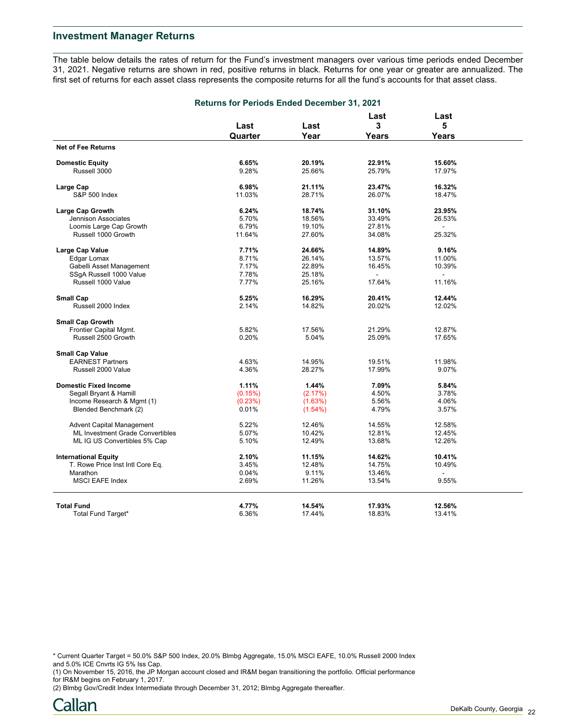## Investment Manager Returns

The table below details the rates of return for the Fund's investment managers over various time periods ended December 31, 2021. Negative returns are shown in red, positive returns in black. Returns for one year or greater are annualized. The first set of returns for each asset class represents the composite returns for all the fund's accounts for that asset class.

### Returns for Periods Ended December 31, 2021

| | Last Quarter | Last Year | Last 3 Years | Last 5 Years |
|---|---|---|---|---|
| **Net of Fee Returns** | | | | |
| **Domestic Equity** | **6.65%** | **20.19%** | **22.91%** | **15.60%** |
| Russell 3000 | 9.28% | 25.66% | 25.79% | 17.97% |
| **Large Cap** | **6.98%** | **21.11%** | **23.47%** | **16.32%** |
| S&P 500 Index | 11.03% | 28.71% | 26.07% | 18.47% |
| **Large Cap Growth** | **6.24%** | **18.74%** | **31.10%** | **23.95%** |
| Jennison Associates | 5.70% | 18.56% | 33.49% | 26.53% |
| Loomis Large Cap Growth | 6.79% | 19.10% | 27.81% | - |
| Russell 1000 Growth | 11.64% | 27.60% | 34.08% | 25.32% |
| **Large Cap Value** | **7.71%** | **24.66%** | **14.89%** | **9.16%** |
| Edgar Lomax | 8.71% | 26.14% | 13.57% | 11.00% |
| Gabelli Asset Management | 7.17% | 22.89% | 16.45% | 10.39% |
| SSgA Russell 1000 Value | 7.78% | 25.18% | - | - |
| Russell 1000 Value | 7.77% | 25.16% | 17.64% | 11.16% |
| **Small Cap** | **5.25%** | **16.29%** | **20.41%** | **12.44%** |
| Russell 2000 Index | 2.14% | 14.82% | 20.02% | 12.02% |
| **Small Cap Growth** | | | | |
| Frontier Capital Mgmt. | 5.82% | 17.56% | 21.29% | 12.87% |
| Russell 2500 Growth | 0.20% | 5.04% | 25.09% | 17.65% |
| **Small Cap Value** | | | | |
| EARNEST Partners | 4.63% | 14.95% | 19.51% | 11.98% |
| Russell 2000 Value | 4.36% | 28.27% | 17.99% | 9.07% |
| **Domestic Fixed Income** | **1.11%** | **1.44%** | **7.09%** | **5.84%** |
| Segall Bryant & Hamill | (0.15%) | (2.17%) | 4.50% | 3.78% |
| Income Research & Mgmt (1) | (0.23%) | (1.63%) | 5.56% | 4.06% |
| Blended Benchmark (2) | 0.01% | (1.54%) | 4.79% | 3.57% |
| Advent Capital Management | 5.22% | 12.46% | 14.55% | 12.58% |
| ML Investment Grade Convertibles | 5.07% | 10.42% | 12.81% | 12.45% |
| ML IG US Convertibles 5% Cap | 5.10% | 12.49% | 13.68% | 12.26% |
| **International Equity** | **2.10%** | **11.15%** | **14.62%** | **10.41%** |
| T. Rowe Price Inst Intl Core Eq. | 3.45% | 12.48% | 14.75% | 10.49% |
| Marathon | 0.04% | 9.11% | 13.46% | - |
| MSCI EAFE Index | 2.69% | 11.26% | 13.54% | 9.55% |
| **Total Fund** | **4.77%** | **14.54%** | **17.93%** | **12.56%** |
| Total Fund Target* | 6.36% | 17.44% | 18.83% | 13.41% |

* Current Quarter Target = 50.0% S&P 500 Index, 20.0% Blmbg Aggregate, 15.0% MSCI EAFE, 10.0% Russell 2000 Index and 5.0% ICE Cnvrts IG 5% Iss Cap.

(1) On November 15, 2016, the JP Morgan account closed and IR&M began transitioning the portfolio. Official performance for IR&M begins on February 1, 2017.

(2) Blmbg Gov/Credit Index Intermediate through December 31, 2012; Blmbg Aggregate thereafter.